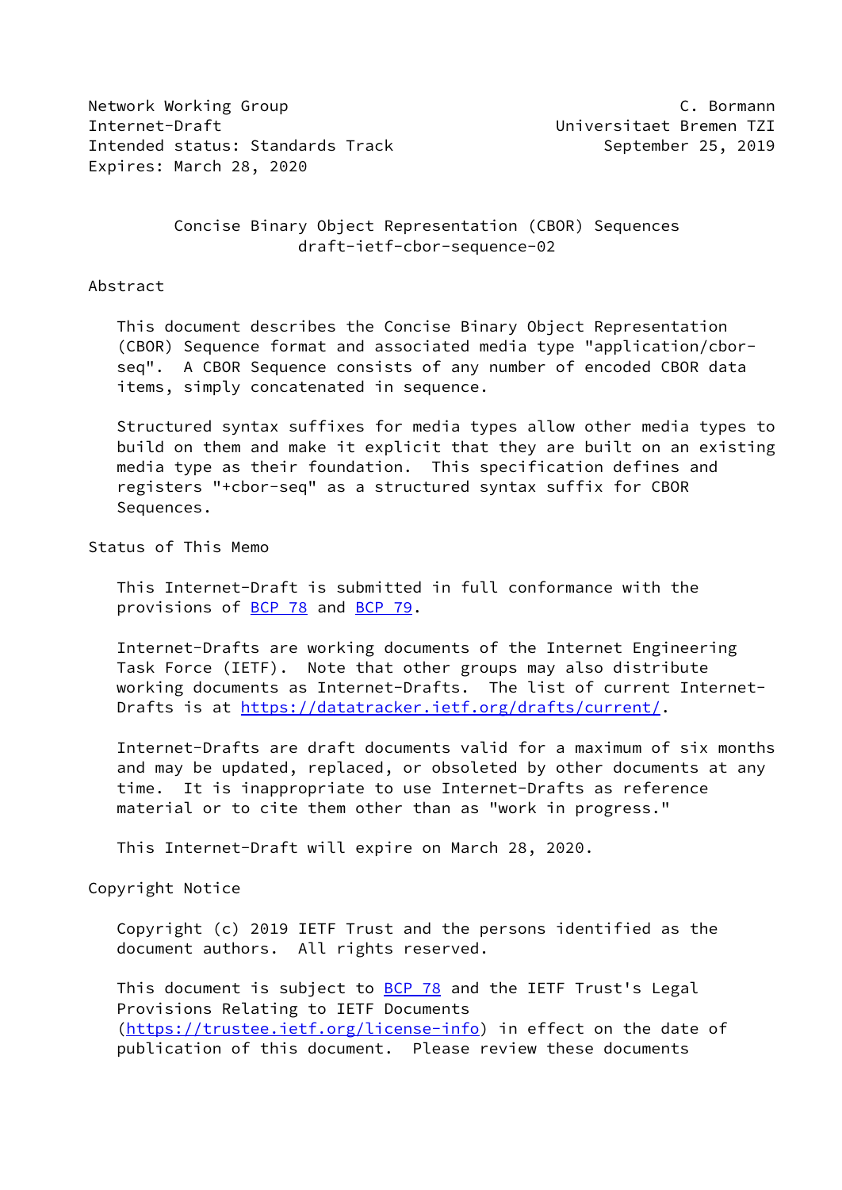Network Working Group C. Bormann
Internet-Draft Universitaet Bremen TZI
Intended status: Standards Track September 25, 2019
Expires: March 28, 2020

# Concise Binary Object Representation (CBOR) Sequences
draft-ietf-cbor-sequence-02

## Abstract

This document describes the Concise Binary Object Representation (CBOR) Sequence format and associated media type "application/cbor-seq". A CBOR Sequence consists of any number of encoded CBOR data items, simply concatenated in sequence.

Structured syntax suffixes for media types allow other media types to build on them and make it explicit that they are built on an existing media type as their foundation. This specification defines and registers "+cbor-seq" as a structured syntax suffix for CBOR Sequences.

## Status of This Memo

This Internet-Draft is submitted in full conformance with the provisions of BCP 78 and BCP 79.

Internet-Drafts are working documents of the Internet Engineering Task Force (IETF). Note that other groups may also distribute working documents as Internet-Drafts. The list of current Internet-Drafts is at https://datatracker.ietf.org/drafts/current/.

Internet-Drafts are draft documents valid for a maximum of six months and may be updated, replaced, or obsoleted by other documents at any time. It is inappropriate to use Internet-Drafts as reference material or to cite them other than as "work in progress."

This Internet-Draft will expire on March 28, 2020.

## Copyright Notice

Copyright (c) 2019 IETF Trust and the persons identified as the document authors. All rights reserved.

This document is subject to BCP 78 and the IETF Trust's Legal Provisions Relating to IETF Documents (https://trustee.ietf.org/license-info) in effect on the date of publication of this document. Please review these documents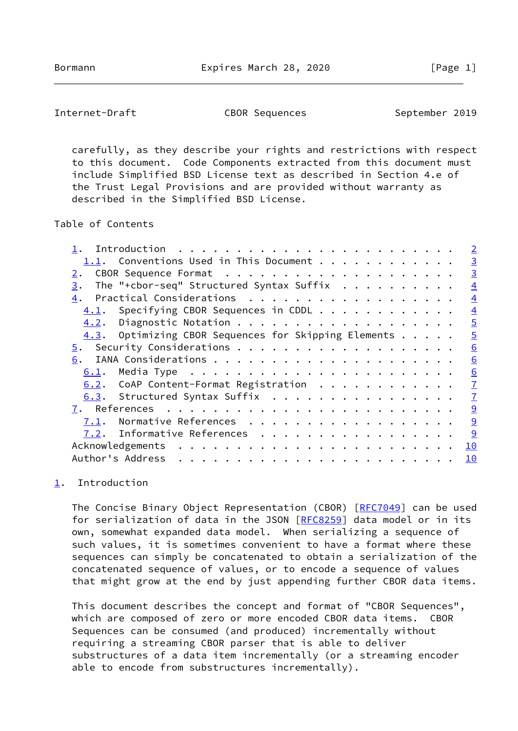carefully, as they describe your rights and restrictions with respect to this document. Code Components extracted from this document must include Simplified BSD License text as described in Section 4.e of the Trust Legal Provisions and are provided without warranty as described in the Simplified BSD License.

Table of Contents

- 1. Introduction . . . . . . . . . . . . . . . . . . . . . . . . 2
  - 1.1. Conventions Used in This Document . . . . . . . . . . . . 3
- 2. CBOR Sequence Format . . . . . . . . . . . . . . . . . . . . 3
- 3. The "+cbor-seq" Structured Syntax Suffix . . . . . . . . . . 4
- 4. Practical Considerations . . . . . . . . . . . . . . . . . . 4
  - 4.1. Specifying CBOR Sequences in CDDL . . . . . . . . . . . . 4
  - 4.2. Diagnostic Notation . . . . . . . . . . . . . . . . . . . 5
  - 4.3. Optimizing CBOR Sequences for Skipping Elements . . . . . 5
- 5. Security Considerations . . . . . . . . . . . . . . . . . . . 6
- 6. IANA Considerations . . . . . . . . . . . . . . . . . . . . . 6
  - 6.1. Media Type . . . . . . . . . . . . . . . . . . . . . . . 6
  - 6.2. CoAP Content-Format Registration . . . . . . . . . . . . 7
  - 6.3. Structured Syntax Suffix . . . . . . . . . . . . . . . . 7
- 7. References . . . . . . . . . . . . . . . . . . . . . . . . . 9
  - 7.1. Normative References . . . . . . . . . . . . . . . . . . 9
  - 7.2. Informative References . . . . . . . . . . . . . . . . . 9
- Acknowledgements . . . . . . . . . . . . . . . . . . . . . . . . 10
- Author's Address . . . . . . . . . . . . . . . . . . . . . . . . 10

## 1. Introduction

The Concise Binary Object Representation (CBOR) [RFC7049] can be used for serialization of data in the JSON [RFC8259] data model or in its own, somewhat expanded data model. When serializing a sequence of such values, it is sometimes convenient to have a format where these sequences can simply be concatenated to obtain a serialization of the concatenated sequence of values, or to encode a sequence of values that might grow at the end by just appending further CBOR data items.

This document describes the concept and format of "CBOR Sequences", which are composed of zero or more encoded CBOR data items. CBOR Sequences can be consumed (and produced) incrementally without requiring a streaming CBOR parser that is able to deliver substructures of a data item incrementally (or a streaming encoder able to encode from substructures incrementally).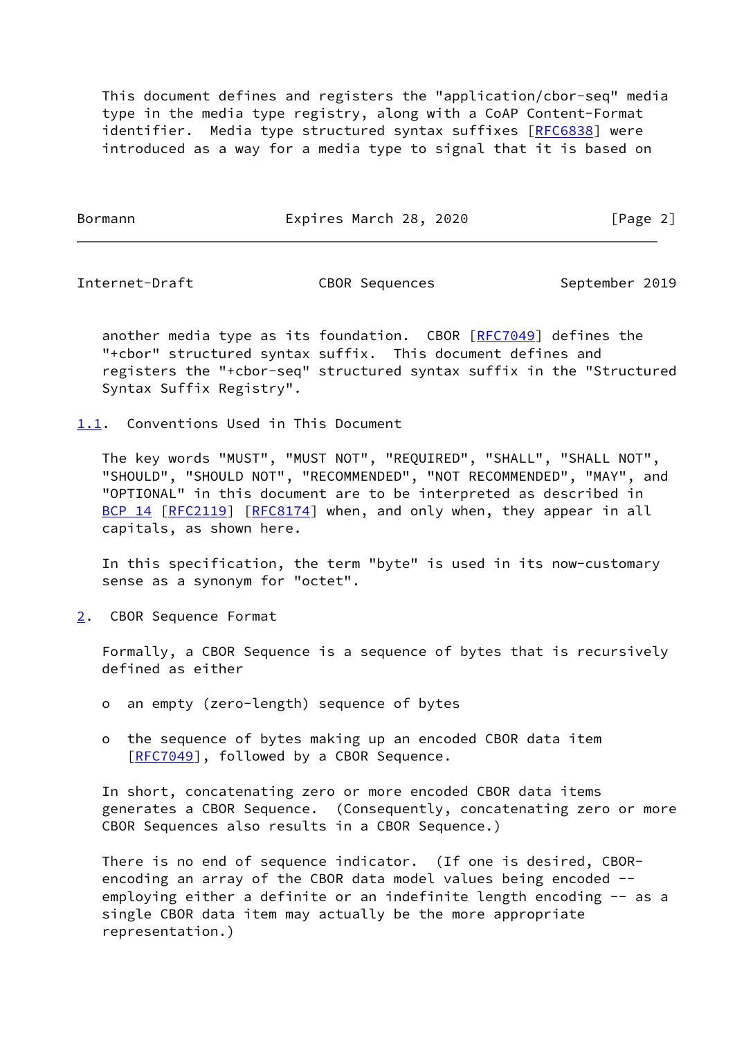This document defines and registers the "application/cbor-seq" media type in the media type registry, along with a CoAP Content-Format identifier.  Media type structured syntax suffixes [RFC6838] were introduced as a way for a media type to signal that it is based on another media type as its foundation.  CBOR [RFC7049] defines the "+cbor" structured syntax suffix.  This document defines and registers the "+cbor-seq" structured syntax suffix in the "Structured Syntax Suffix Registry".

## 1.1. Conventions Used in This Document

The key words "MUST", "MUST NOT", "REQUIRED", "SHALL", "SHALL NOT", "SHOULD", "SHOULD NOT", "RECOMMENDED", "NOT RECOMMENDED", "MAY", and "OPTIONAL" in this document are to be interpreted as described in BCP 14 [RFC2119] [RFC8174] when, and only when, they appear in all capitals, as shown here.

In this specification, the term "byte" is used in its now-customary sense as a synonym for "octet".

# 2. CBOR Sequence Format

Formally, a CBOR Sequence is a sequence of bytes that is recursively defined as either

- an empty (zero-length) sequence of bytes
- the sequence of bytes making up an encoded CBOR data item [RFC7049], followed by a CBOR Sequence.

In short, concatenating zero or more encoded CBOR data items generates a CBOR Sequence.  (Consequently, concatenating zero or more CBOR Sequences also results in a CBOR Sequence.)

There is no end of sequence indicator.  (If one is desired, CBOR-encoding an array of the CBOR data model values being encoded -- employing either a definite or an indefinite length encoding -- as a single CBOR data item may actually be the more appropriate representation.)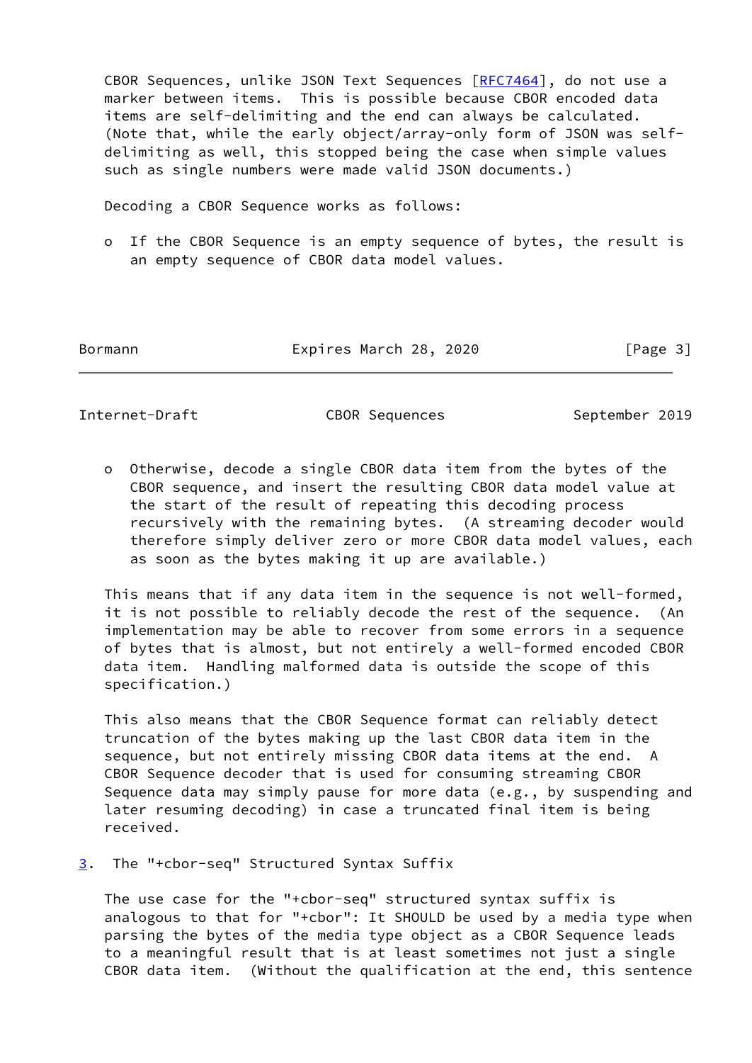CBOR Sequences, unlike JSON Text Sequences [RFC7464], do not use a marker between items. This is possible because CBOR encoded data items are self-delimiting and the end can always be calculated. (Note that, while the early object/array-only form of JSON was self-delimiting as well, this stopped being the case when simple values such as single numbers were made valid JSON documents.)

Decoding a CBOR Sequence works as follows:

- If the CBOR Sequence is an empty sequence of bytes, the result is an empty sequence of CBOR data model values.
- Otherwise, decode a single CBOR data item from the bytes of the CBOR sequence, and insert the resulting CBOR data model value at the start of the result of repeating this decoding process recursively with the remaining bytes. (A streaming decoder would therefore simply deliver zero or more CBOR data model values, each as soon as the bytes making it up are available.)

This means that if any data item in the sequence is not well-formed, it is not possible to reliably decode the rest of the sequence. (An implementation may be able to recover from some errors in a sequence of bytes that is almost, but not entirely a well-formed encoded CBOR data item. Handling malformed data is outside the scope of this specification.)

This also means that the CBOR Sequence format can reliably detect truncation of the bytes making up the last CBOR data item in the sequence, but not entirely missing CBOR data items at the end. A CBOR Sequence decoder that is used for consuming streaming CBOR Sequence data may simply pause for more data (e.g., by suspending and later resuming decoding) in case a truncated final item is being received.

## 3. The "+cbor-seq" Structured Syntax Suffix

The use case for the "+cbor-seq" structured syntax suffix is analogous to that for "+cbor": It SHOULD be used by a media type when parsing the bytes of the media type object as a CBOR Sequence leads to a meaningful result that is at least sometimes not just a single CBOR data item. (Without the qualification at the end, this sentence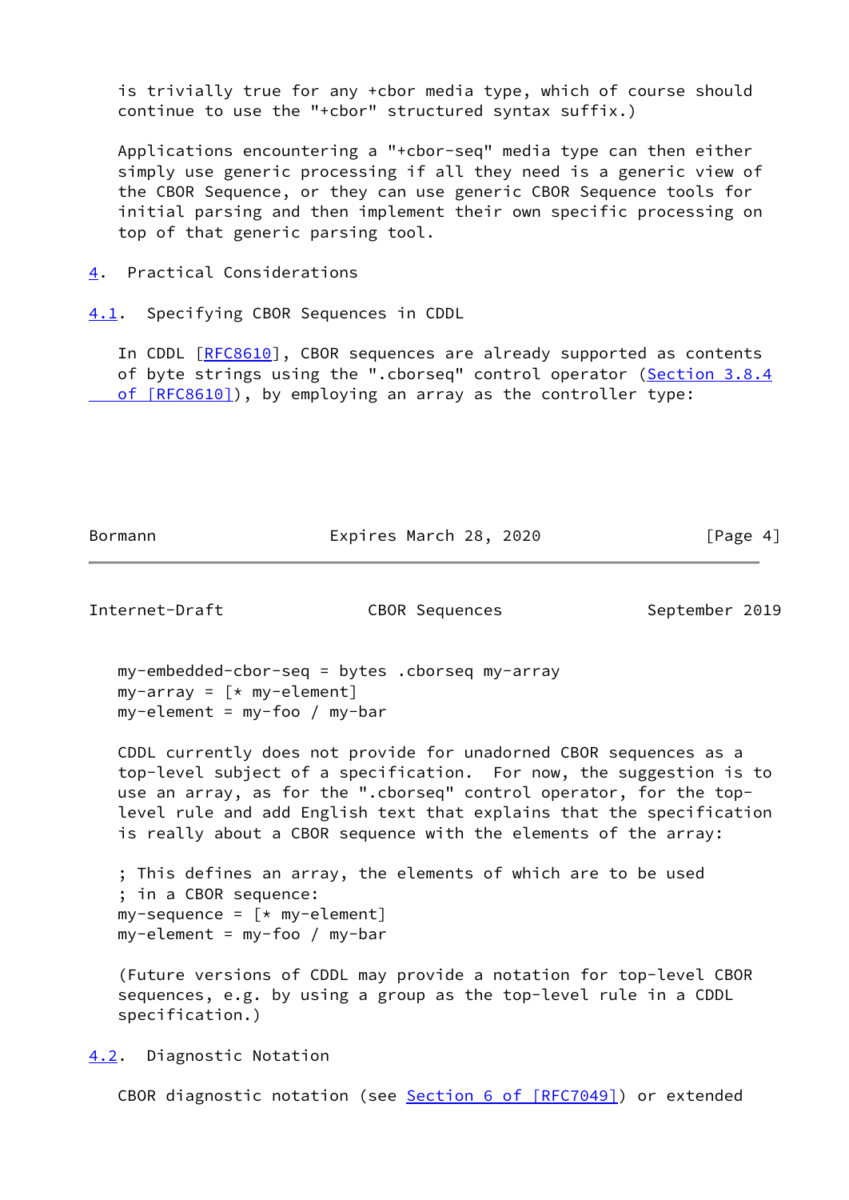is trivially true for any +cbor media type, which of course should continue to use the "+cbor" structured syntax suffix.)

Applications encountering a "+cbor-seq" media type can then either simply use generic processing if all they need is a generic view of the CBOR Sequence, or they can use generic CBOR Sequence tools for initial parsing and then implement their own specific processing on top of that generic parsing tool.

# 4. Practical Considerations

## 4.1. Specifying CBOR Sequences in CDDL

In CDDL [RFC8610], CBOR sequences are already supported as contents of byte strings using the ".cborseq" control operator (Section 3.8.4 of [RFC8610]), by employing an array as the controller type:

```
my-embedded-cbor-seq = bytes .cborseq my-array
my-array = [* my-element]
my-element = my-foo / my-bar
```

CDDL currently does not provide for unadorned CBOR sequences as a top-level subject of a specification. For now, the suggestion is to use an array, as for the ".cborseq" control operator, for the top-level rule and add English text that explains that the specification is really about a CBOR sequence with the elements of the array:

```
; This defines an array, the elements of which are to be used
; in a CBOR sequence:
my-sequence = [* my-element]
my-element = my-foo / my-bar
```

(Future versions of CDDL may provide a notation for top-level CBOR sequences, e.g. by using a group as the top-level rule in a CDDL specification.)

## 4.2. Diagnostic Notation

CBOR diagnostic notation (see Section 6 of [RFC7049]) or extended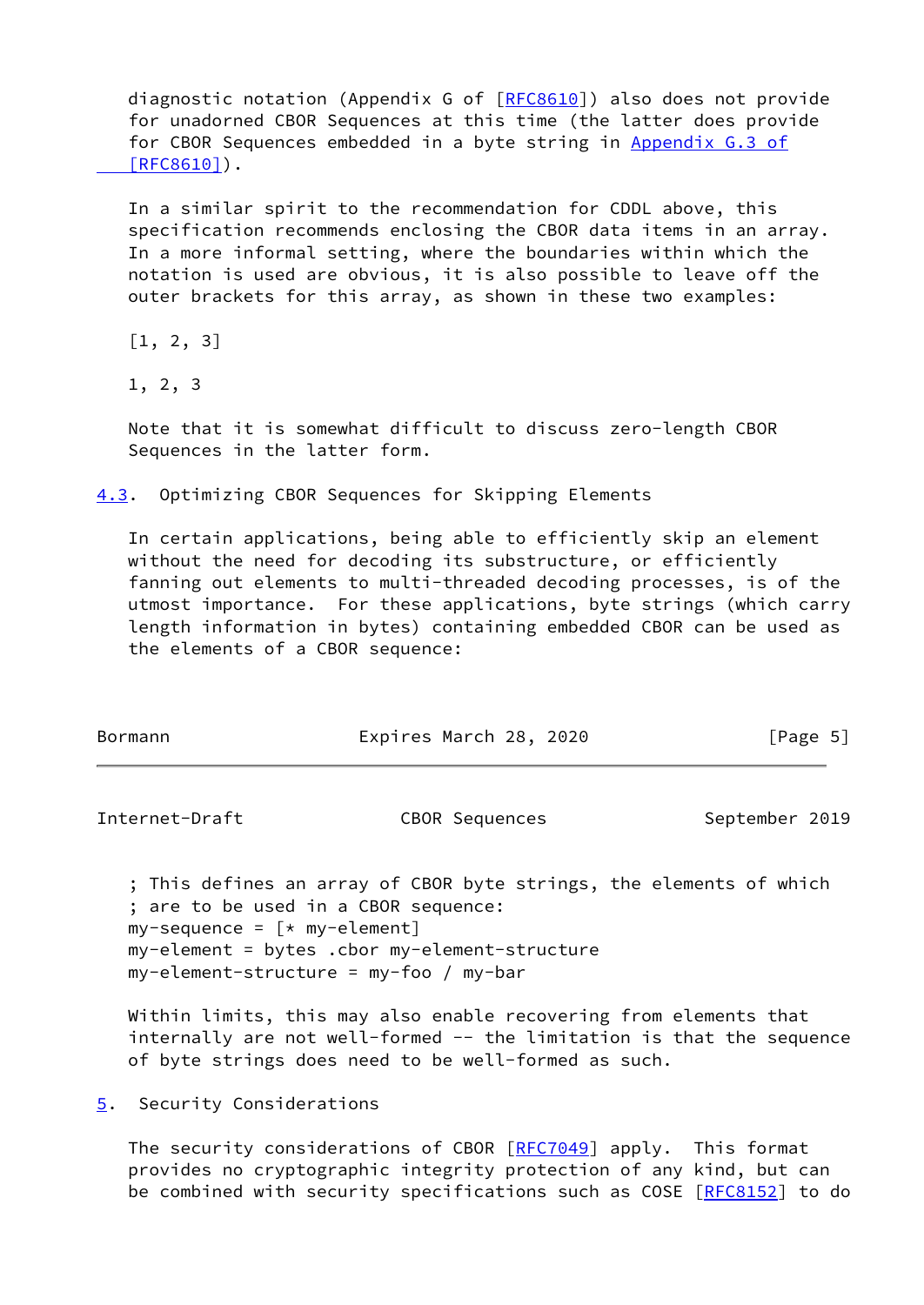diagnostic notation (Appendix G of [RFC8610]) also does not provide for unadorned CBOR Sequences at this time (the latter does provide for CBOR Sequences embedded in a byte string in Appendix G.3 of [RFC8610]).

In a similar spirit to the recommendation for CDDL above, this specification recommends enclosing the CBOR data items in an array. In a more informal setting, where the boundaries within which the notation is used are obvious, it is also possible to leave off the outer brackets for this array, as shown in these two examples:

```
[1, 2, 3]

1, 2, 3
```

Note that it is somewhat difficult to discuss zero-length CBOR Sequences in the latter form.

## 4.3. Optimizing CBOR Sequences for Skipping Elements

In certain applications, being able to efficiently skip an element without the need for decoding its substructure, or efficiently fanning out elements to multi-threaded decoding processes, is of the utmost importance. For these applications, byte strings (which carry length information in bytes) containing embedded CBOR can be used as the elements of a CBOR sequence:

```
; This defines an array of CBOR byte strings, the elements of which
; are to be used in a CBOR sequence:
my-sequence = [* my-element]
my-element = bytes .cbor my-element-structure
my-element-structure = my-foo / my-bar
```

Within limits, this may also enable recovering from elements that internally are not well-formed -- the limitation is that the sequence of byte strings does need to be well-formed as such.

# 5. Security Considerations

The security considerations of CBOR [RFC7049] apply. This format provides no cryptographic integrity protection of any kind, but can be combined with security specifications such as COSE [RFC8152] to do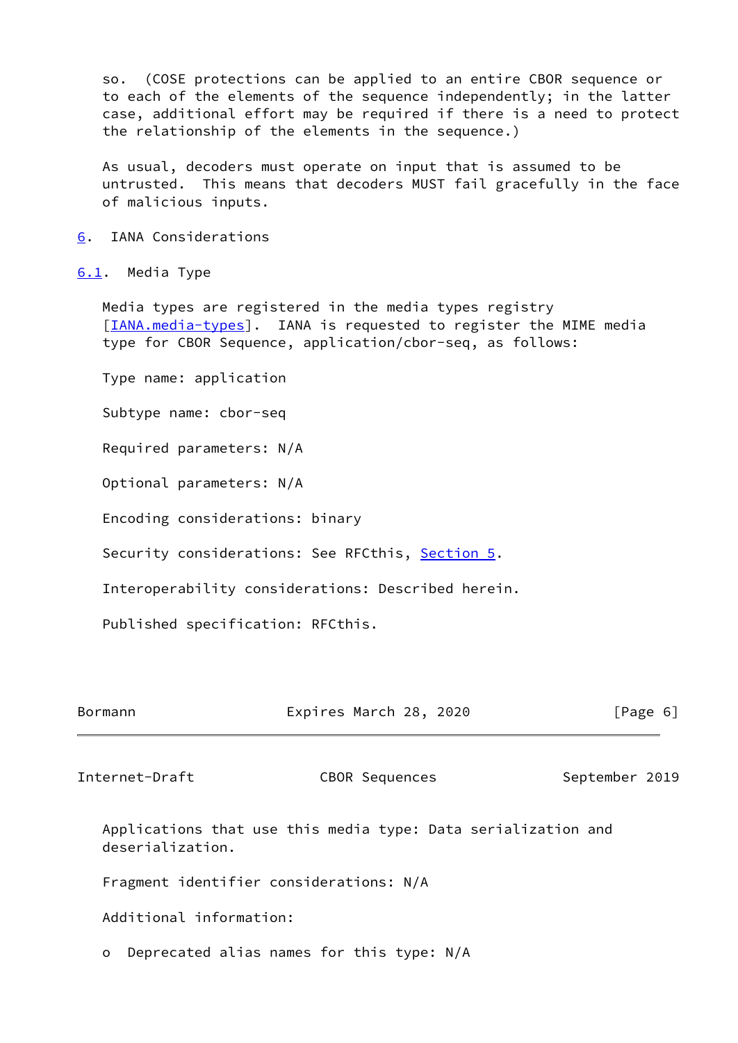so. (COSE protections can be applied to an entire CBOR sequence or to each of the elements of the sequence independently; in the latter case, additional effort may be required if there is a need to protect the relationship of the elements in the sequence.)

As usual, decoders must operate on input that is assumed to be untrusted. This means that decoders MUST fail gracefully in the face of malicious inputs.

# 6. IANA Considerations

## 6.1. Media Type

Media types are registered in the media types registry [IANA.media-types]. IANA is requested to register the MIME media type for CBOR Sequence, application/cbor-seq, as follows:

Type name: application

Subtype name: cbor-seq

Required parameters: N/A

Optional parameters: N/A

Encoding considerations: binary

Security considerations: See RFCthis, Section 5.

Interoperability considerations: Described herein.

Published specification: RFCthis.

Applications that use this media type: Data serialization and deserialization.

Fragment identifier considerations: N/A

Additional information:

- Deprecated alias names for this type: N/A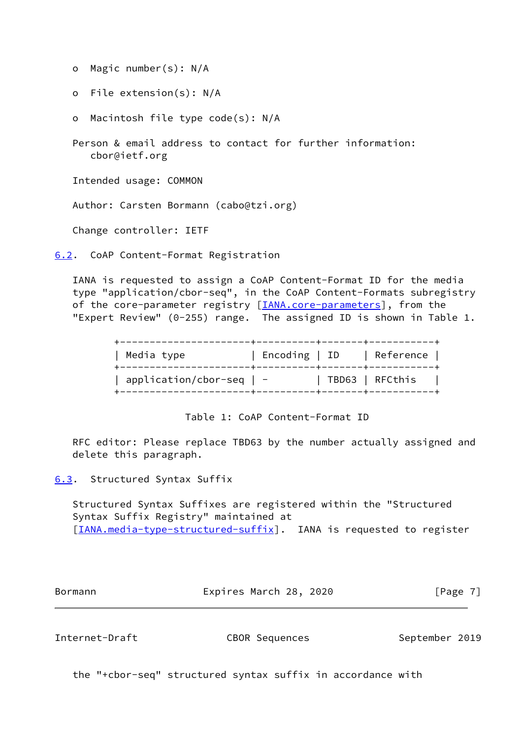- Magic number(s): N/A
- File extension(s): N/A
- Macintosh file type code(s): N/A

Person & email address to contact for further information: cbor@ietf.org

Intended usage: COMMON

Author: Carsten Bormann (cabo@tzi.org)

Change controller: IETF

## 6.2. CoAP Content-Format Registration

IANA is requested to assign a CoAP Content-Format ID for the media type "application/cbor-seq", in the CoAP Content-Formats subregistry of the core-parameter registry [IANA.core-parameters], from the "Expert Review" (0-255) range. The assigned ID is shown in Table 1.

| Media type | Encoding | ID | Reference |
|---|---|---|---|
| application/cbor-seq | - | TBD63 | RFCthis |

Table 1: CoAP Content-Format ID

RFC editor: Please replace TBD63 by the number actually assigned and delete this paragraph.

## 6.3. Structured Syntax Suffix

Structured Syntax Suffixes are registered within the "Structured Syntax Suffix Registry" maintained at [IANA.media-type-structured-suffix]. IANA is requested to register the "+cbor-seq" structured syntax suffix in accordance with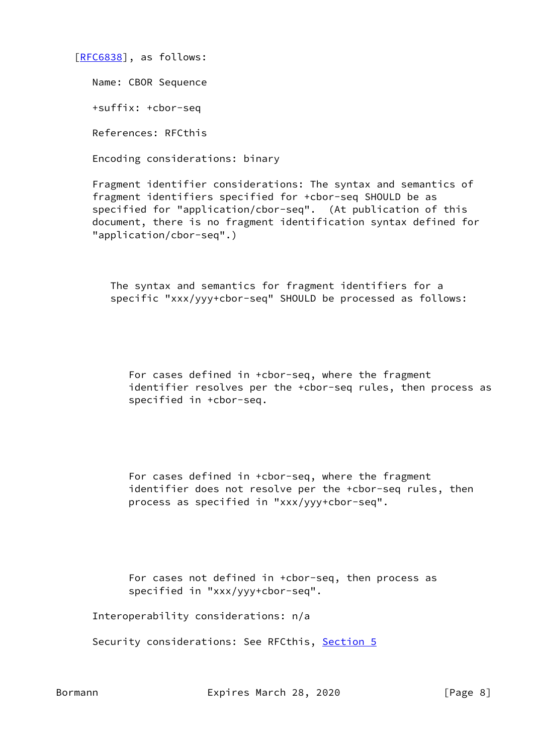[RFC6838], as follows:

Name: CBOR Sequence

+suffix: +cbor-seq

References: RFCthis

Encoding considerations: binary

Fragment identifier considerations: The syntax and semantics of fragment identifiers specified for +cbor-seq SHOULD be as specified for "application/cbor-seq". (At publication of this document, there is no fragment identification syntax defined for "application/cbor-seq".)

> The syntax and semantics for fragment identifiers for a specific "xxx/yyy+cbor-seq" SHOULD be processed as follows:
>
> > For cases defined in +cbor-seq, where the fragment identifier resolves per the +cbor-seq rules, then process as specified in +cbor-seq.
>
> > For cases defined in +cbor-seq, where the fragment identifier does not resolve per the +cbor-seq rules, then process as specified in "xxx/yyy+cbor-seq".
>
> > For cases not defined in +cbor-seq, then process as specified in "xxx/yyy+cbor-seq".

Interoperability considerations: n/a

Security considerations: See RFCthis, Section 5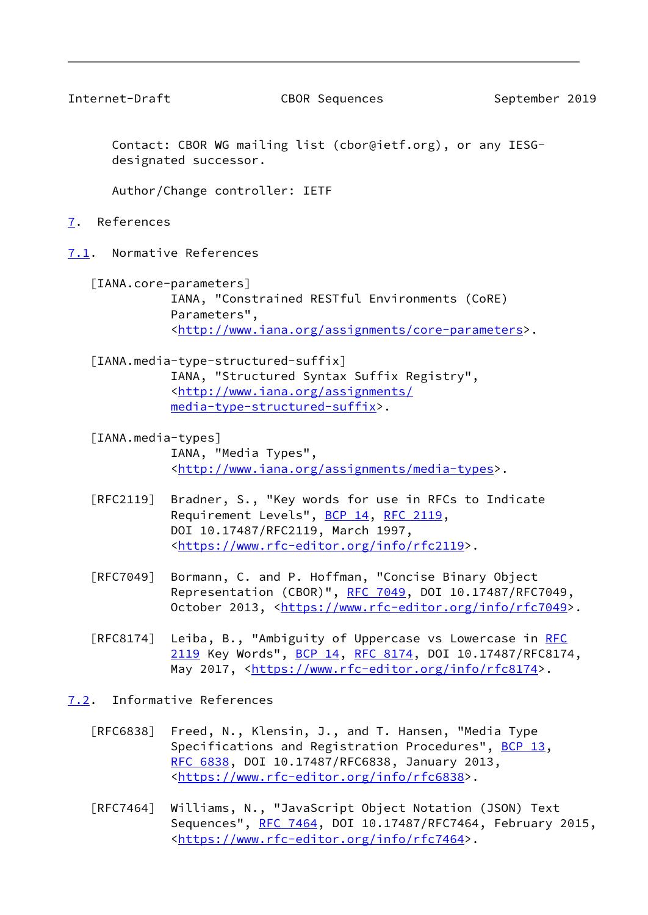Contact: CBOR WG mailing list (cbor@ietf.org), or any IESG-designated successor.

Author/Change controller: IETF

# 7. References

## 7.1. Normative References

[IANA.core-parameters]
IANA, "Constrained RESTful Environments (CoRE) Parameters", <http://www.iana.org/assignments/core-parameters>.

[IANA.media-type-structured-suffix]
IANA, "Structured Syntax Suffix Registry", <http://www.iana.org/assignments/media-type-structured-suffix>.

[IANA.media-types]
IANA, "Media Types", <http://www.iana.org/assignments/media-types>.

[RFC2119] Bradner, S., "Key words for use in RFCs to Indicate Requirement Levels", BCP 14, RFC 2119, DOI 10.17487/RFC2119, March 1997, <https://www.rfc-editor.org/info/rfc2119>.

[RFC7049] Bormann, C. and P. Hoffman, "Concise Binary Object Representation (CBOR)", RFC 7049, DOI 10.17487/RFC7049, October 2013, <https://www.rfc-editor.org/info/rfc7049>.

[RFC8174] Leiba, B., "Ambiguity of Uppercase vs Lowercase in RFC 2119 Key Words", BCP 14, RFC 8174, DOI 10.17487/RFC8174, May 2017, <https://www.rfc-editor.org/info/rfc8174>.

## 7.2. Informative References

[RFC6838] Freed, N., Klensin, J., and T. Hansen, "Media Type Specifications and Registration Procedures", BCP 13, RFC 6838, DOI 10.17487/RFC6838, January 2013, <https://www.rfc-editor.org/info/rfc6838>.

[RFC7464] Williams, N., "JavaScript Object Notation (JSON) Text Sequences", RFC 7464, DOI 10.17487/RFC7464, February 2015, <https://www.rfc-editor.org/info/rfc7464>.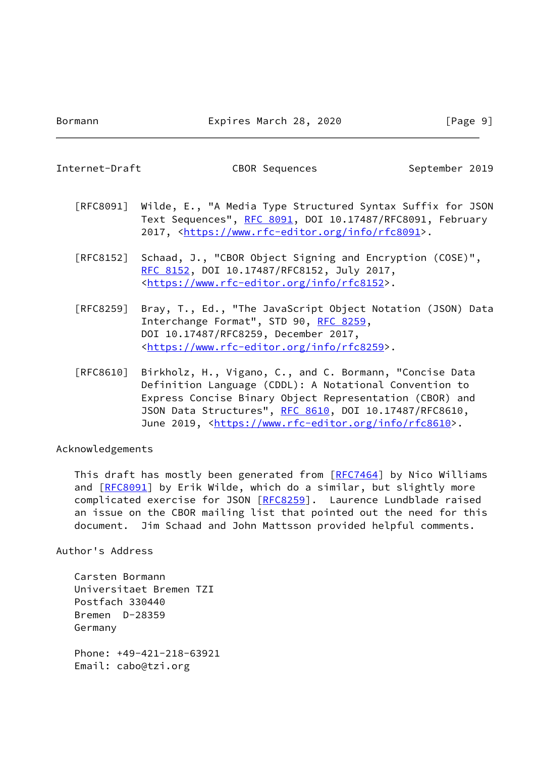[RFC8091] Wilde, E., "A Media Type Structured Syntax Suffix for JSON Text Sequences", RFC 8091, DOI 10.17487/RFC8091, February 2017, <https://www.rfc-editor.org/info/rfc8091>.

[RFC8152] Schaad, J., "CBOR Object Signing and Encryption (COSE)", RFC 8152, DOI 10.17487/RFC8152, July 2017, <https://www.rfc-editor.org/info/rfc8152>.

[RFC8259] Bray, T., Ed., "The JavaScript Object Notation (JSON) Data Interchange Format", STD 90, RFC 8259, DOI 10.17487/RFC8259, December 2017, <https://www.rfc-editor.org/info/rfc8259>.

[RFC8610] Birkholz, H., Vigano, C., and C. Bormann, "Concise Data Definition Language (CDDL): A Notational Convention to Express Concise Binary Object Representation (CBOR) and JSON Data Structures", RFC 8610, DOI 10.17487/RFC8610, June 2019, <https://www.rfc-editor.org/info/rfc8610>.

## Acknowledgements

This draft has mostly been generated from [RFC7464] by Nico Williams and [RFC8091] by Erik Wilde, which do a similar, but slightly more complicated exercise for JSON [RFC8259]. Laurence Lundblade raised an issue on the CBOR mailing list that pointed out the need for this document. Jim Schaad and John Mattsson provided helpful comments.

## Author's Address

Carsten Bormann
Universitaet Bremen TZI
Postfach 330440
Bremen D-28359
Germany

Phone: +49-421-218-63921
Email: cabo@tzi.org